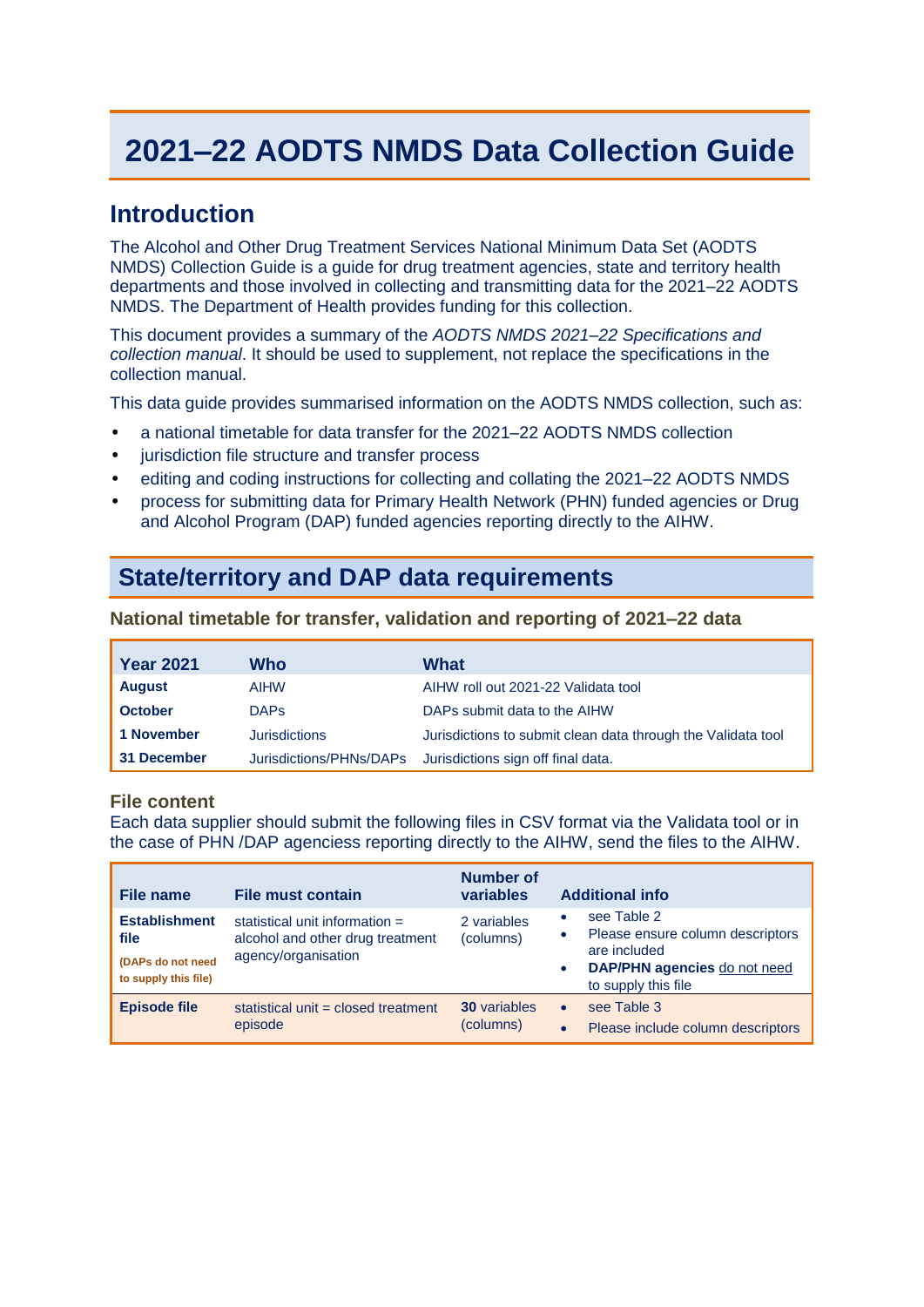# 2021–22 AODTS NMDS Data Collection Guide

## Introduction

The Alcohol and Other Drug Treatment Services National Minimum Data Set (AODTS NMDS) Collection Guide is a guide for drug treatment agencies, state and territory health departments and those involved in collecting and transmitting data for the 2021–22 AODTS NMDS. The Department of Health provides funding for this collection.

This document provides a summary of the *AODTS NMDS 2021–22 Specifications and collection manual*. It should be used to supplement, not replace the specifications in the collection manual.

This data guide provides summarised information on the AODTS NMDS collection, such as:

- a national timetable for data transfer for the 2021–22 AODTS NMDS collection
- jurisdiction file structure and transfer process
- editing and coding instructions for collecting and collating the 2021–22 AODTS NMDS
- process for submitting data for Primary Health Network (PHN) funded agencies or Drug and Alcohol Program (DAP) funded agencies reporting directly to the AIHW.

## State/territory and DAP data requirements

### National timetable for transfer, validation and reporting of 2021–22 data

| Year 2021 | Who | What |
|---|---|---|
| **August** | AIHW | AIHW roll out 2021-22 Validata tool |
| **October** | DAPs | DAPs submit data to the AIHW |
| **1 November** | Jurisdictions | Jurisdictions to submit clean data through the Validata tool |
| **31 December** | Jurisdictions/PHNs/DAPs | Jurisdictions sign off final data. |

### File content

Each data supplier should submit the following files in CSV format via the Validata tool or in the case of PHN /DAP agenciess reporting directly to the AIHW, send the files to the AIHW.

| File name | File must contain | Number of variables | Additional info |
|---|---|---|---|
| **Establishment file** **(DAPs do not need to supply this file)** | statistical unit information = alcohol and other drug treatment agency/organisation | 2 variables (columns) | • see Table 2 • Please ensure column descriptors are included • **DAP/PHN agencies** do not need to supply this file |
| **Episode file** | statistical unit = closed treatment episode | **30** variables (columns) | • see Table 3 • Please include column descriptors |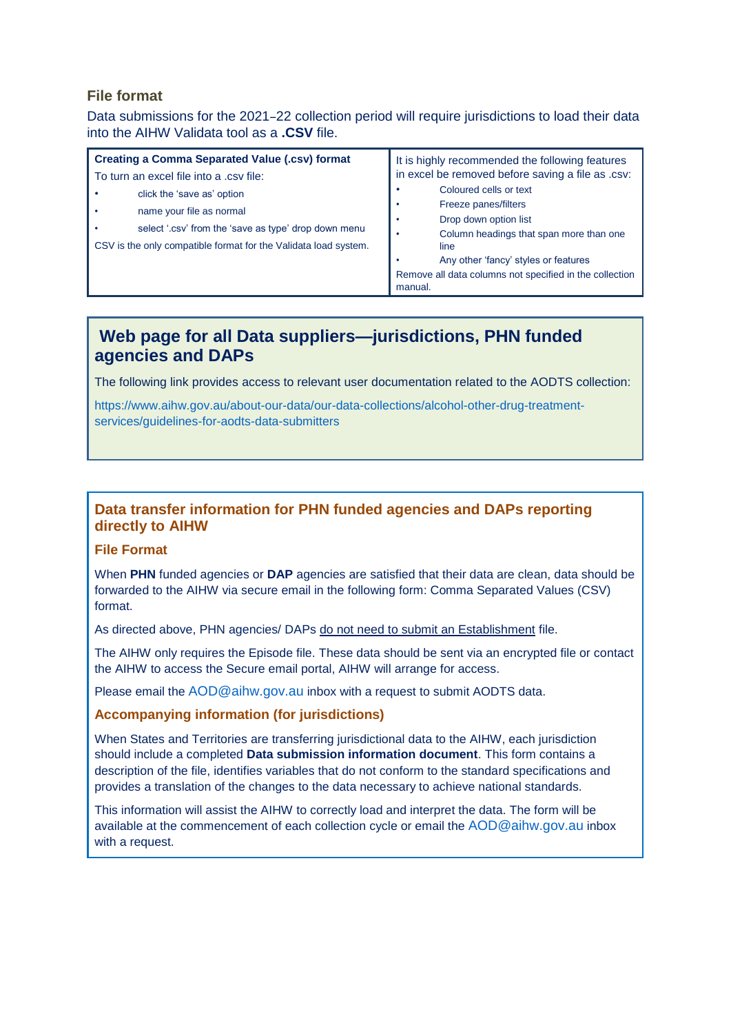### File format

Data submissions for the 2021–22 collection period will require jurisdictions to load their data into the AIHW Validata tool as a **.CSV** file.

| **Creating a Comma Separated Value (.csv) format** | It is highly recommended the following features in excel be removed before saving a file as .csv: |
|---|---|
| To turn an excel file into a .csv file:<br>• click the 'save as' option<br>• name your file as normal<br>• select '.csv' from the 'save as type' drop down menu<br>CSV is the only compatible format for the Validata load system. | • Coloured cells or text<br>• Freeze panes/filters<br>• Drop down option list<br>• Column headings that span more than one line<br>• Any other 'fancy' styles or features<br>Remove all data columns not specified in the collection manual. |

## Web page for all Data suppliers—jurisdictions, PHN funded agencies and DAPs

The following link provides access to relevant user documentation related to the AODTS collection:

https://www.aihw.gov.au/about-our-data/our-data-collections/alcohol-other-drug-treatment-services/guidelines-for-aodts-data-submitters

## Data transfer information for PHN funded agencies and DAPs reporting directly to AIHW

### File Format

When **PHN** funded agencies or **DAP** agencies are satisfied that their data are clean, data should be forwarded to the AIHW via secure email in the following form: Comma Separated Values (CSV) format.

As directed above, PHN agencies/ DAPs do not need to submit an Establishment file.

The AIHW only requires the Episode file. These data should be sent via an encrypted file or contact the AIHW to access the Secure email portal, AIHW will arrange for access.

Please email the AOD@aihw.gov.au inbox with a request to submit AODTS data.

### Accompanying information (for jurisdictions)

When States and Territories are transferring jurisdictional data to the AIHW, each jurisdiction should include a completed **Data submission information document**. This form contains a description of the file, identifies variables that do not conform to the standard specifications and provides a translation of the changes to the data necessary to achieve national standards.

This information will assist the AIHW to correctly load and interpret the data. The form will be available at the commencement of each collection cycle or email the AOD@aihw.gov.au inbox with a request.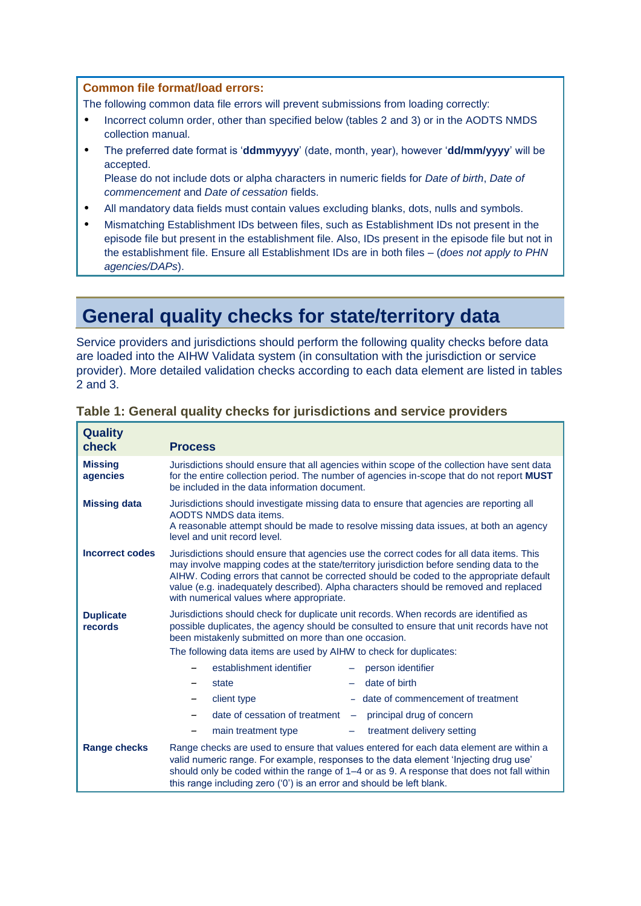**Common file format/load errors:**

The following common data file errors will prevent submissions from loading correctly:

- Incorrect column order, other than specified below (tables 2 and 3) or in the AODTS NMDS collection manual.
- The preferred date format is '**ddmmyyyy**' (date, month, year), however '**dd/mm/yyyy**' will be accepted.
  Please do not include dots or alpha characters in numeric fields for *Date of birth*, *Date of commencement* and *Date of cessation* fields.
- All mandatory data fields must contain values excluding blanks, dots, nulls and symbols.
- Mismatching Establishment IDs between files, such as Establishment IDs not present in the episode file but present in the establishment file. Also, IDs present in the episode file but not in the establishment file. Ensure all Establishment IDs are in both files – (*does not apply to PHN agencies/DAPs*).

# General quality checks for state/territory data

Service providers and jurisdictions should perform the following quality checks before data are loaded into the AIHW Validata system (in consultation with the jurisdiction or service provider). More detailed validation checks according to each data element are listed in tables 2 and 3.

### Table 1: General quality checks for jurisdictions and service providers

| Quality check | Process |
|---|---|
| **Missing agencies** | Jurisdictions should ensure that all agencies within scope of the collection have sent data for the entire collection period. The number of agencies in-scope that do not report **MUST** be included in the data information document. |
| **Missing data** | Jurisdictions should investigate missing data to ensure that agencies are reporting all AODTS NMDS data items.<br>A reasonable attempt should be made to resolve missing data issues, at both an agency level and unit record level. |
| **Incorrect codes** | Jurisdictions should ensure that agencies use the correct codes for all data items. This may involve mapping codes at the state/territory jurisdiction before sending data to the AIHW. Coding errors that cannot be corrected should be coded to the appropriate default value (e.g. inadequately described). Alpha characters should be removed and replaced with numerical values where appropriate. |
| **Duplicate records** | Jurisdictions should check for duplicate unit records. When records are identified as possible duplicates, the agency should be consulted to ensure that unit records have not been mistakenly submitted on more than one occasion.<br>The following data items are used by AIHW to check for duplicates:<br>– establishment identifier<br>– person identifier<br>– state<br>– date of birth<br>– client type<br>– date of commencement of treatment<br>– date of cessation of treatment<br>– principal drug of concern<br>– main treatment type<br>– treatment delivery setting |
| **Range checks** | Range checks are used to ensure that values entered for each data element are within a valid numeric range. For example, responses to the data element 'Injecting drug use' should only be coded within the range of 1–4 or as 9. A response that does not fall within this range including zero ('0') is an error and should be left blank. |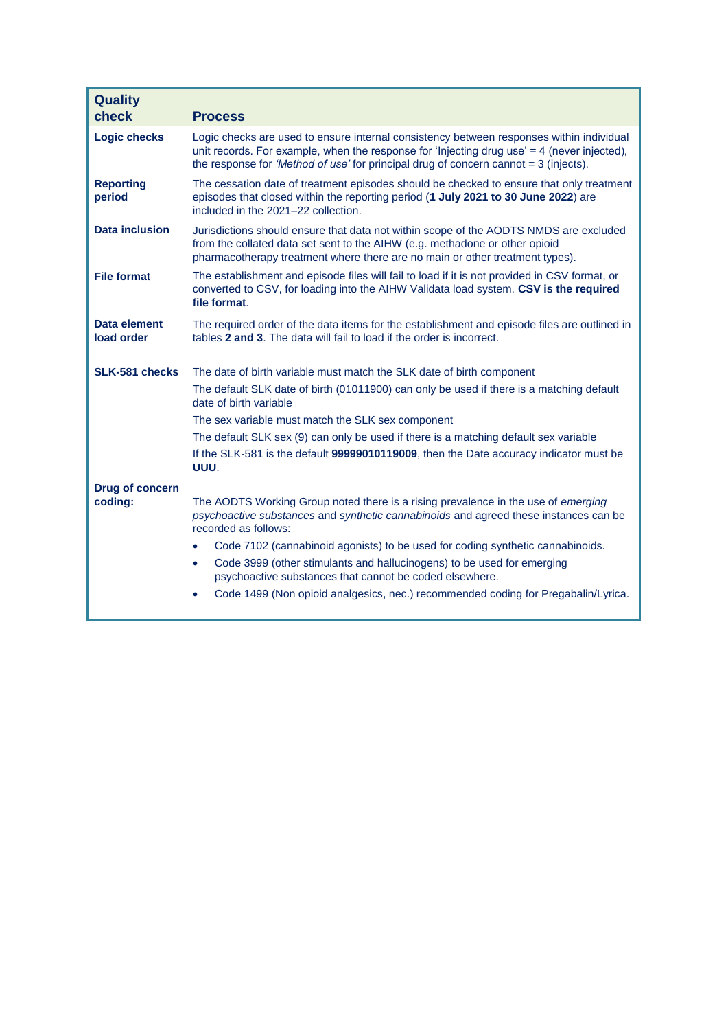| Quality check | Process |
|---|---|
| **Logic checks** | Logic checks are used to ensure internal consistency between responses within individual unit records. For example, when the response for 'Injecting drug use' = 4 (never injected), the response for *'Method of use'* for principal drug of concern cannot = 3 (injects). |
| **Reporting period** | The cessation date of treatment episodes should be checked to ensure that only treatment episodes that closed within the reporting period (**1 July 2021 to 30 June 2022**) are included in the 2021–22 collection. |
| **Data inclusion** | Jurisdictions should ensure that data not within scope of the AODTS NMDS are excluded from the collated data set sent to the AIHW (e.g. methadone or other opioid pharmacotherapy treatment where there are no main or other treatment types). |
| **File format** | The establishment and episode files will fail to load if it is not provided in CSV format, or converted to CSV, for loading into the AIHW Validata load system. **CSV is the required file format**. |
| **Data element load order** | The required order of the data items for the establishment and episode files are outlined in tables **2 and 3**. The data will fail to load if the order is incorrect. |
| **SLK-581 checks** | The date of birth variable must match the SLK date of birth component<br>The default SLK date of birth (01011900) can only be used if there is a matching default date of birth variable<br>The sex variable must match the SLK sex component<br>The default SLK sex (9) can only be used if there is a matching default sex variable<br>If the SLK-581 is the default **99999010119009**, then the Date accuracy indicator must be **UUU**. |
| **Drug of concern coding:** | The AODTS Working Group noted there is a rising prevalence in the use of *emerging psychoactive substances* and *synthetic cannabinoids* and agreed these instances can be recorded as follows:<br>• Code 7102 (cannabinoid agonists) to be used for coding synthetic cannabinoids.<br>• Code 3999 (other stimulants and hallucinogens) to be used for emerging psychoactive substances that cannot be coded elsewhere.<br>• Code 1499 (Non opioid analgesics, nec.) recommended coding for Pregabalin/Lyrica. |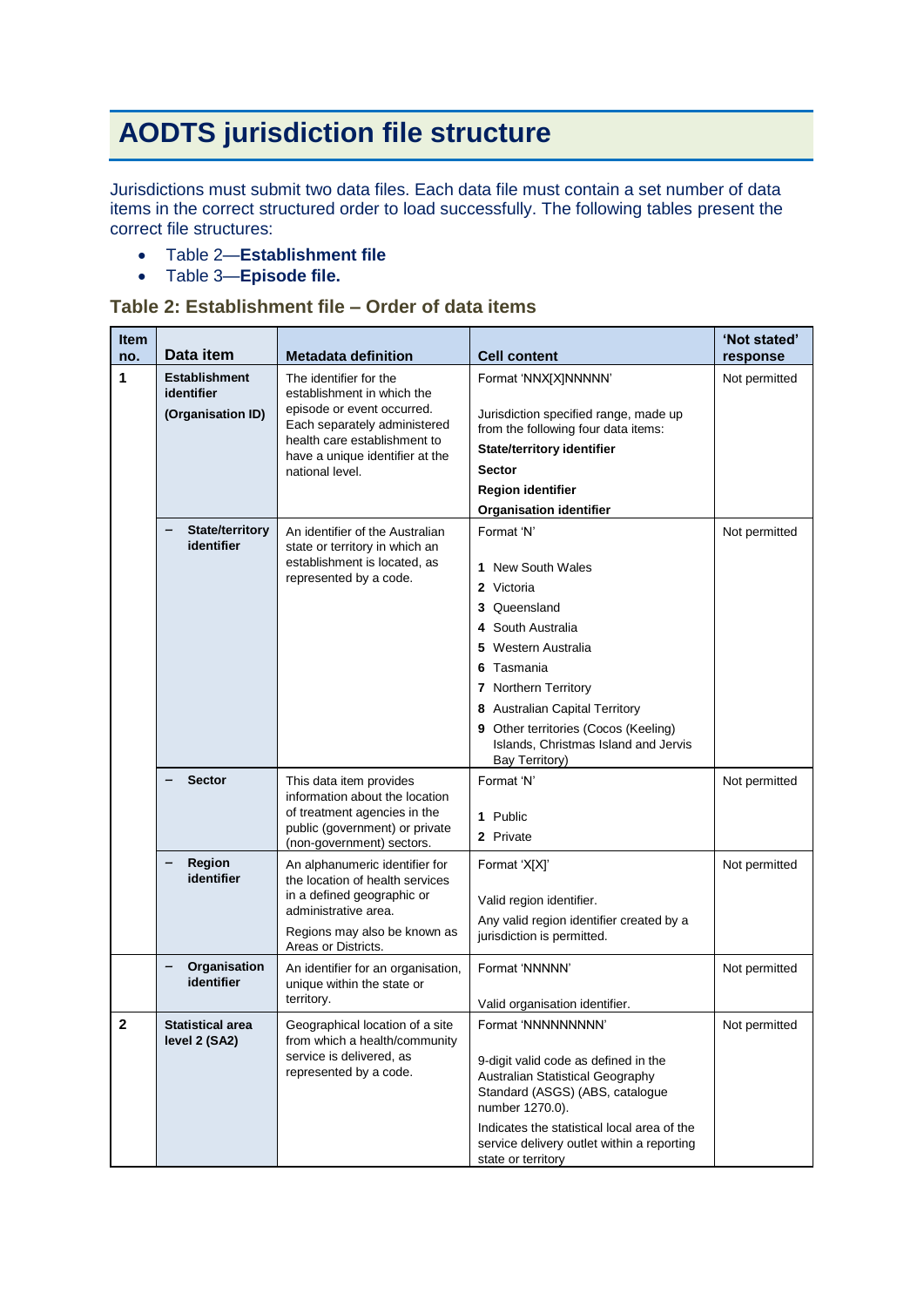# AODTS jurisdiction file structure

Jurisdictions must submit two data files. Each data file must contain a set number of data items in the correct structured order to load successfully. The following tables present the correct file structures:

- Table 2—**Establishment file**
- Table 3—**Episode file.**

### Table 2: Establishment file – Order of data items

| Item no. | Data item | Metadata definition | Cell content | 'Not stated' response |
|---|---|---|---|---|
| **1** | **Establishment identifier (Organisation ID)** | The identifier for the establishment in which the episode or event occurred. Each separately administered health care establishment to have a unique identifier at the national level. | Format 'NNX[X]NNNNN'<br><br>Jurisdiction specified range, made up from the following four data items:<br>**State/territory identifier**<br>**Sector**<br>**Region identifier**<br>**Organisation identifier** | Not permitted |
| | – **State/territory identifier** | An identifier of the Australian state or territory in which an establishment is located, as represented by a code. | Format 'N'<br><br>**1** New South Wales<br>**2** Victoria<br>**3** Queensland<br>**4** South Australia<br>**5** Western Australia<br>**6** Tasmania<br>**7** Northern Territory<br>**8** Australian Capital Territory<br>**9** Other territories (Cocos (Keeling) Islands, Christmas Island and Jervis Bay Territory) | Not permitted |
| | – **Sector** | This data item provides information about the location of treatment agencies in the public (government) or private (non-government) sectors. | Format 'N'<br><br>**1** Public<br>**2** Private | Not permitted |
| | – **Region identifier** | An alphanumeric identifier for the location of health services in a defined geographic or administrative area.<br>Regions may also be known as Areas or Districts. | Format 'X[X]'<br><br>Valid region identifier.<br>Any valid region identifier created by a jurisdiction is permitted. | Not permitted |
| | – **Organisation identifier** | An identifier for an organisation, unique within the state or territory. | Format 'NNNNN'<br><br>Valid organisation identifier. | Not permitted |
| **2** | **Statistical area level 2 (SA2)** | Geographical location of a site from which a health/community service is delivered, as represented by a code. | Format 'NNNNNNNNN'<br><br>9-digit valid code as defined in the Australian Statistical Geography Standard (ASGS) (ABS, catalogue number 1270.0).<br>Indicates the statistical local area of the service delivery outlet within a reporting state or territory | Not permitted |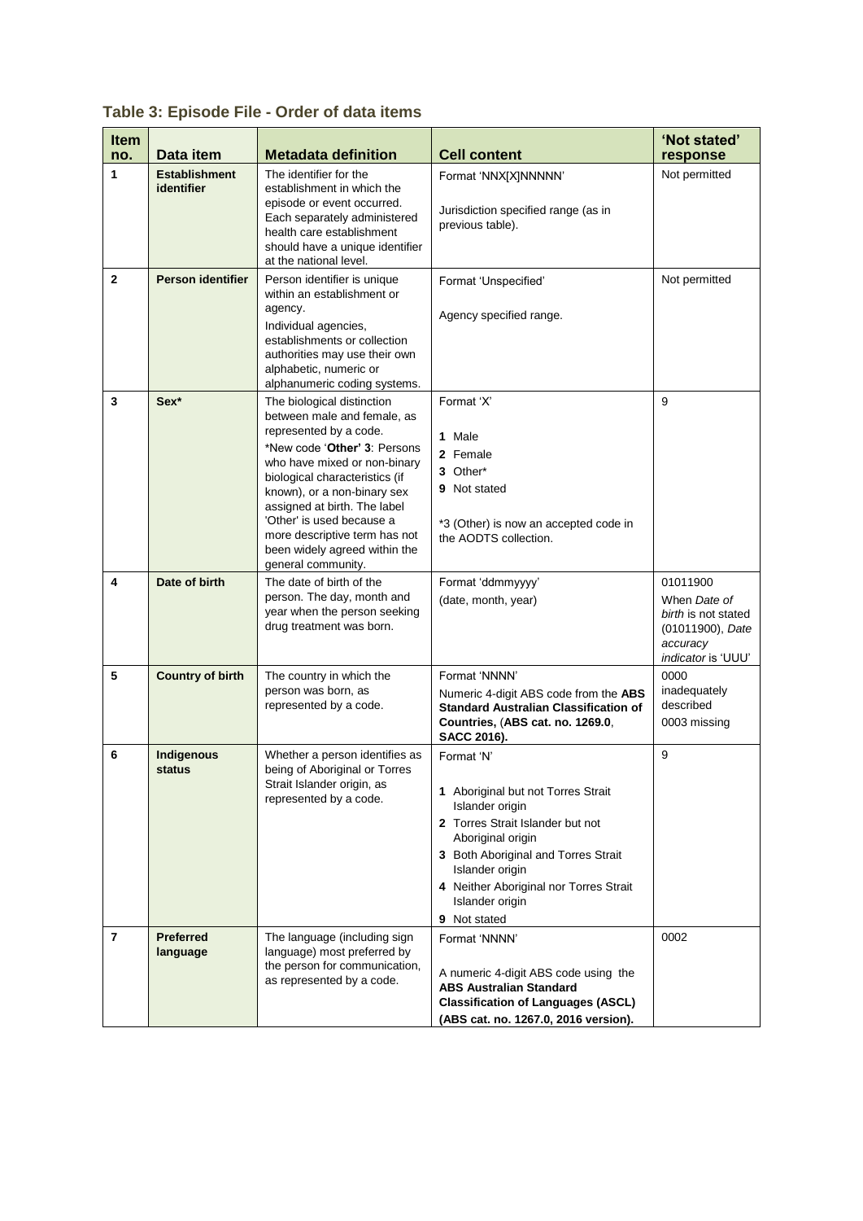### Table 3: Episode File - Order of data items

| Item no. | Data item | Metadata definition | Cell content | 'Not stated' response |
|---|---|---|---|---|
| 1 | **Establishment identifier** | The identifier for the establishment in which the episode or event occurred. Each separately administered health care establishment should have a unique identifier at the national level. | Format 'NNX[X]NNNNN'<br><br>Jurisdiction specified range (as in previous table). | Not permitted |
| 2 | **Person identifier** | Person identifier is unique within an establishment or agency.<br>Individual agencies, establishments or collection authorities may use their own alphabetic, numeric or alphanumeric coding systems. | Format 'Unspecified'<br><br>Agency specified range. | Not permitted |
| 3 | **Sex*** | The biological distinction between male and female, as represented by a code.<br>*New code '**Other' 3**: Persons who have mixed or non-binary biological characteristics (if known), or a non-binary sex assigned at birth. The label 'Other' is used because a more descriptive term has not been widely agreed within the general community. | Format 'X'<br><br>**1** Male<br>**2** Female<br>**3** Other*<br>**9** Not stated<br><br>*3 (Other) is now an accepted code in the AODTS collection. | 9 |
| 4 | **Date of birth** | The date of birth of the person. The day, month and year when the person seeking drug treatment was born. | Format 'ddmmyyyy'<br>(date, month, year) | 01011900<br>When *Date of birth* is not stated (01011900), *Date accuracy indicator* is 'UUU' |
| 5 | **Country of birth** | The country in which the person was born, as represented by a code. | Format 'NNNN'<br>Numeric 4-digit ABS code from the **ABS Standard Australian Classification of Countries, (ABS cat. no. 1269.0**, **SACC 2016).** | 0000 inadequately described<br>0003 missing |
| 6 | **Indigenous status** | Whether a person identifies as being of Aboriginal or Torres Strait Islander origin, as represented by a code. | Format 'N'<br><br>**1** Aboriginal but not Torres Strait Islander origin<br>**2** Torres Strait Islander but not Aboriginal origin<br>**3** Both Aboriginal and Torres Strait Islander origin<br>**4** Neither Aboriginal nor Torres Strait Islander origin<br>**9** Not stated | 9 |
| 7 | **Preferred language** | The language (including sign language) most preferred by the person for communication, as represented by a code. | Format 'NNNN'<br><br>A numeric 4-digit ABS code using the **ABS Australian Standard Classification of Languages (ASCL) (ABS cat. no. 1267.0, 2016 version).** | 0002 |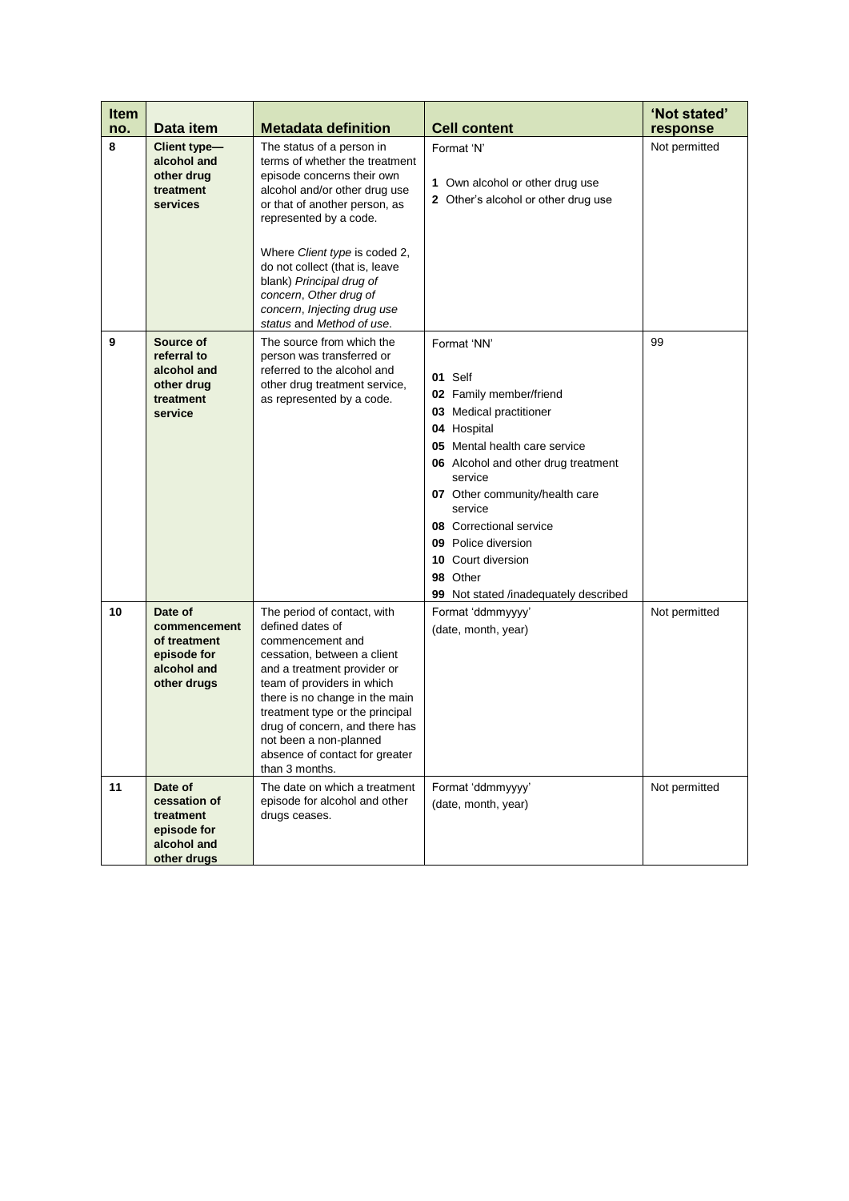| Item no. | Data item | Metadata definition | Cell content | 'Not stated' response |
| --- | --- | --- | --- | --- |
| 8 | **Client type—alcohol and other drug treatment services** | The status of a person in terms of whether the treatment episode concerns their own alcohol and/or other drug use or that of another person, as represented by a code.<br><br>Where *Client type* is coded 2, do not collect (that is, leave blank) *Principal drug of concern*, *Other drug of concern*, *Injecting drug use status* and *Method of use*. | Format 'N'<br><br>**1** Own alcohol or other drug use<br>**2** Other's alcohol or other drug use | Not permitted |
| 9 | **Source of referral to alcohol and other drug treatment service** | The source from which the person was transferred or referred to the alcohol and other drug treatment service, as represented by a code. | Format 'NN'<br><br>**01** Self<br>**02** Family member/friend<br>**03** Medical practitioner<br>**04** Hospital<br>**05** Mental health care service<br>**06** Alcohol and other drug treatment service<br>**07** Other community/health care service<br>**08** Correctional service<br>**09** Police diversion<br>**10** Court diversion<br>**98** Other<br>**99** Not stated /inadequately described | 99 |
| 10 | **Date of commencement of treatment episode for alcohol and other drugs** | The period of contact, with defined dates of commencement and cessation, between a client and a treatment provider or team of providers in which there is no change in the main treatment type or the principal drug of concern, and there has not been a non-planned absence of contact for greater than 3 months. | Format 'ddmmyyyy'<br>(date, month, year) | Not permitted |
| 11 | **Date of cessation of treatment episode for alcohol and other drugs** | The date on which a treatment episode for alcohol and other drugs ceases. | Format 'ddmmyyyy'<br>(date, month, year) | Not permitted |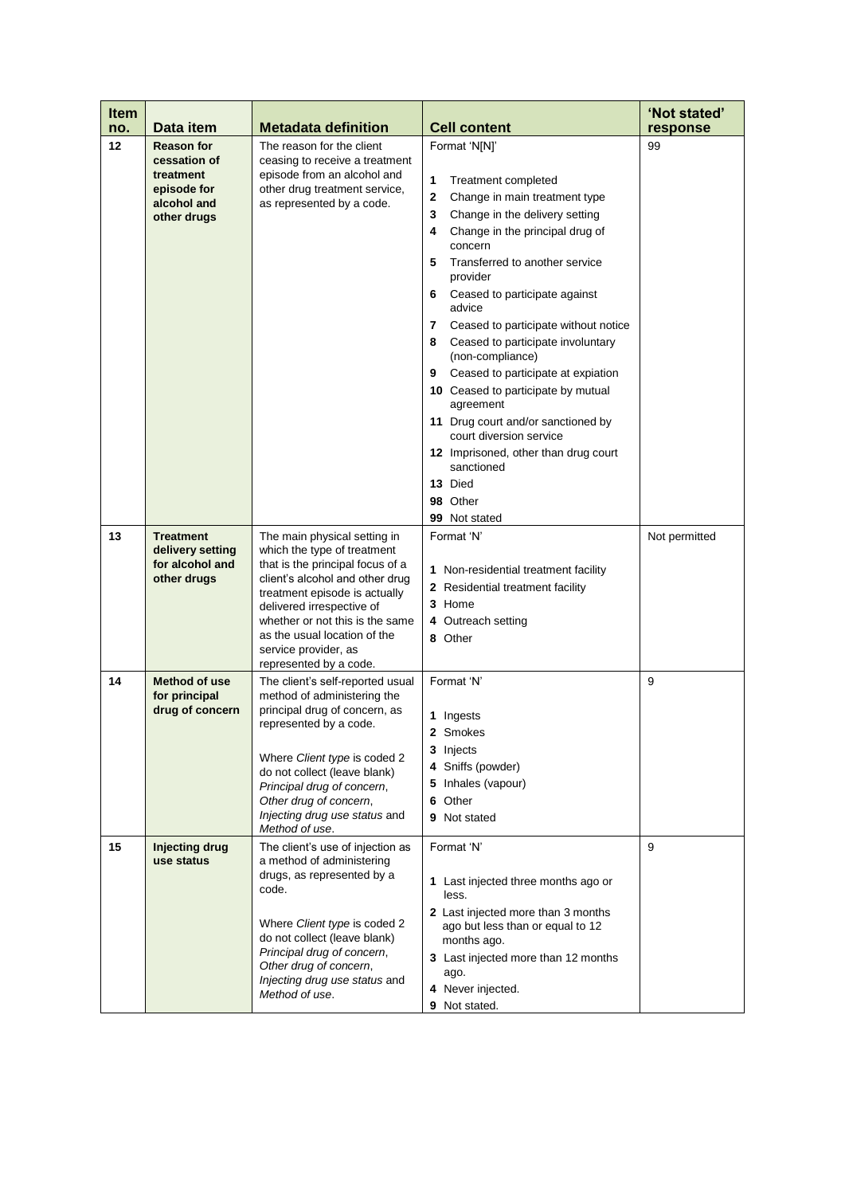| Item no. | Data item | Metadata definition | Cell content | 'Not stated' response |
|---|---|---|---|---|
| 12 | **Reason for cessation of treatment episode for alcohol and other drugs** | The reason for the client ceasing to receive a treatment episode from an alcohol and other drug treatment service, as represented by a code. | Format 'N[N]'<br><br>**1** Treatment completed<br>**2** Change in main treatment type<br>**3** Change in the delivery setting<br>**4** Change in the principal drug of concern<br>**5** Transferred to another service provider<br>**6** Ceased to participate against advice<br>**7** Ceased to participate without notice<br>**8** Ceased to participate involuntary (non-compliance)<br>**9** Ceased to participate at expiation<br>**10** Ceased to participate by mutual agreement<br>**11** Drug court and/or sanctioned by court diversion service<br>**12** Imprisoned, other than drug court sanctioned<br>**13** Died<br>**98** Other<br>**99** Not stated | 99 |
| 13 | **Treatment delivery setting for alcohol and other drugs** | The main physical setting in which the type of treatment that is the principal focus of a client's alcohol and other drug treatment episode is actually delivered irrespective of whether or not this is the same as the usual location of the service provider, as represented by a code. | Format 'N'<br><br>**1** Non-residential treatment facility<br>**2** Residential treatment facility<br>**3** Home<br>**4** Outreach setting<br>**8** Other | Not permitted |
| 14 | **Method of use for principal drug of concern** | The client's self-reported usual method of administering the principal drug of concern, as represented by a code.<br><br>Where *Client type* is coded 2 do not collect (leave blank) *Principal drug of concern*, *Other drug of concern*, *Injecting drug use status* and *Method of use*. | Format 'N'<br><br>**1** Ingests<br>**2** Smokes<br>**3** Injects<br>**4** Sniffs (powder)<br>**5** Inhales (vapour)<br>**6** Other<br>**9** Not stated | 9 |
| 15 | **Injecting drug use status** | The client's use of injection as a method of administering drugs, as represented by a code.<br><br>Where *Client type* is coded 2 do not collect (leave blank) *Principal drug of concern*, *Other drug of concern*, *Injecting drug use status* and *Method of use*. | Format 'N'<br><br>**1** Last injected three months ago or less.<br>**2** Last injected more than 3 months ago but less than or equal to 12 months ago.<br>**3** Last injected more than 12 months ago.<br>**4** Never injected.<br>**9** Not stated. | 9 |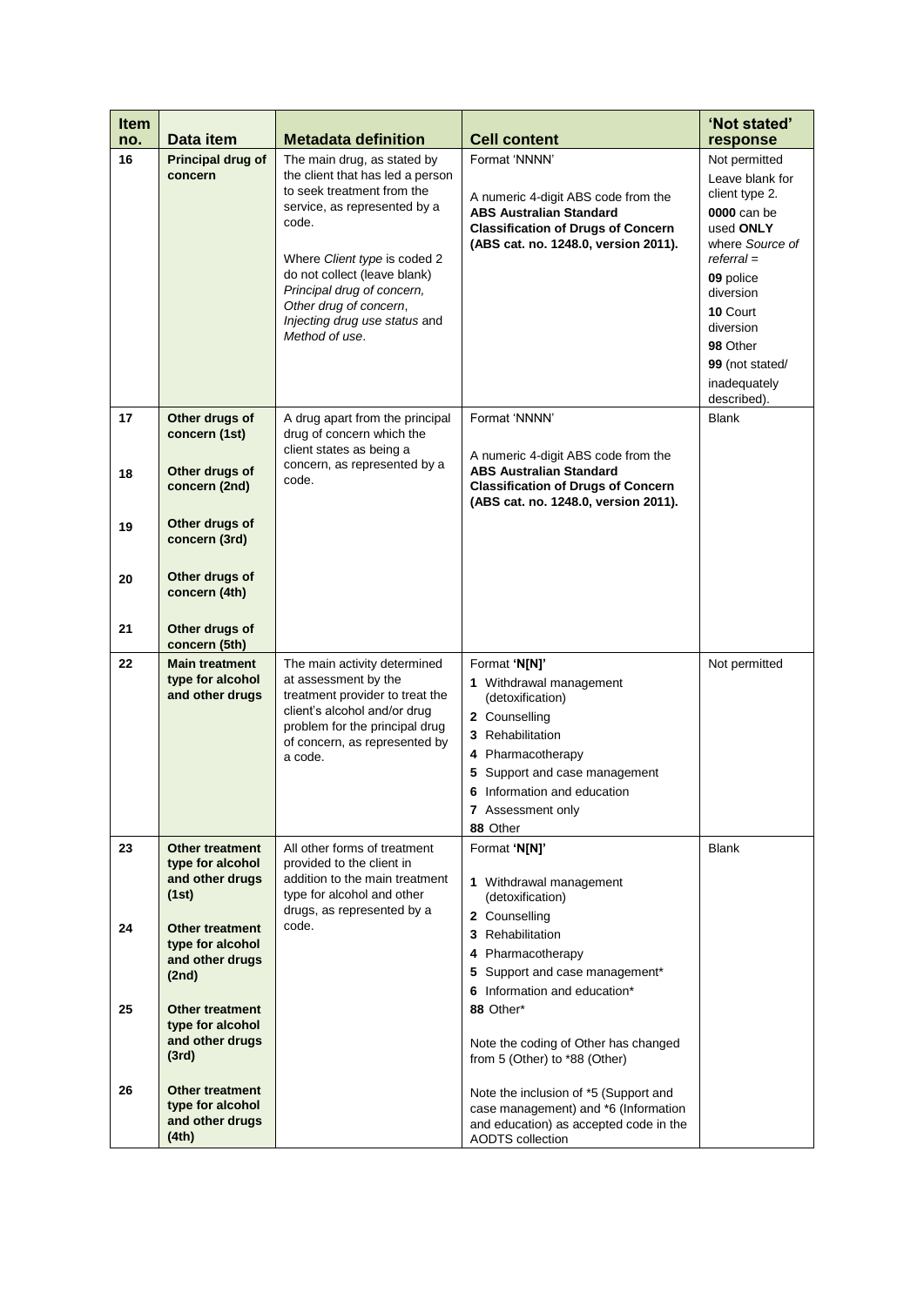| Item no. | Data item | Metadata definition | Cell content | 'Not stated' response |
|---|---|---|---|---|
| 16 | **Principal drug of concern** | The main drug, as stated by the client that has led a person to seek treatment from the service, as represented by a code.<br><br>Where *Client type* is coded 2 do not collect (leave blank) *Principal drug of concern*, *Other drug of concern*, *Injecting drug use status* and *Method of use*. | Format 'NNNN'<br><br>A numeric 4-digit ABS code from the **ABS Australian Standard Classification of Drugs of Concern (ABS cat. no. 1248.0, version 2011).** | Not permitted<br>Leave blank for client type 2.<br>**0000** can be used **ONLY** where *Source of referral* =<br>**09** police diversion<br>**10** Court diversion<br>**98** Other<br>**99** (not stated/ inadequately described). |
| 17<br><br>18<br><br>19<br><br>20<br><br>21 | **Other drugs of concern (1st)**<br><br>**Other drugs of concern (2nd)**<br><br>**Other drugs of concern (3rd)**<br><br>**Other drugs of concern (4th)**<br><br>**Other drugs of concern (5th)** | A drug apart from the principal drug of concern which the client states as being a concern, as represented by a code. | Format 'NNNN'<br><br>A numeric 4-digit ABS code from the **ABS Australian Standard Classification of Drugs of Concern (ABS cat. no. 1248.0, version 2011).** | Blank |
| 22 | **Main treatment type for alcohol and other drugs** | The main activity determined at assessment by the treatment provider to treat the client's alcohol and/or drug problem for the principal drug of concern, as represented by a code. | Format **'N[N]'**<br>**1** Withdrawal management (detoxification)<br>**2** Counselling<br>**3** Rehabilitation<br>**4** Pharmacotherapy<br>**5** Support and case management<br>**6** Information and education<br>**7** Assessment only<br>**88** Other | Not permitted |
| 23<br><br>24<br><br>25<br><br>26 | **Other treatment type for alcohol and other drugs (1st)**<br><br>**Other treatment type for alcohol and other drugs (2nd)**<br><br>**Other treatment type for alcohol and other drugs (3rd)**<br><br>**Other treatment type for alcohol and other drugs (4th)** | All other forms of treatment provided to the client in addition to the main treatment type for alcohol and other drugs, as represented by a code. | Format **'N[N]'**<br><br>**1** Withdrawal management (detoxification)<br>**2** Counselling<br>**3** Rehabilitation<br>**4** Pharmacotherapy<br>**5** Support and case management*<br>**6** Information and education*<br>**88** Other*<br><br>Note the coding of Other has changed from 5 (Other) to *88 (Other)<br><br>Note the inclusion of *5 (Support and case management) and *6 (Information and education) as accepted code in the AODTS collection | Blank |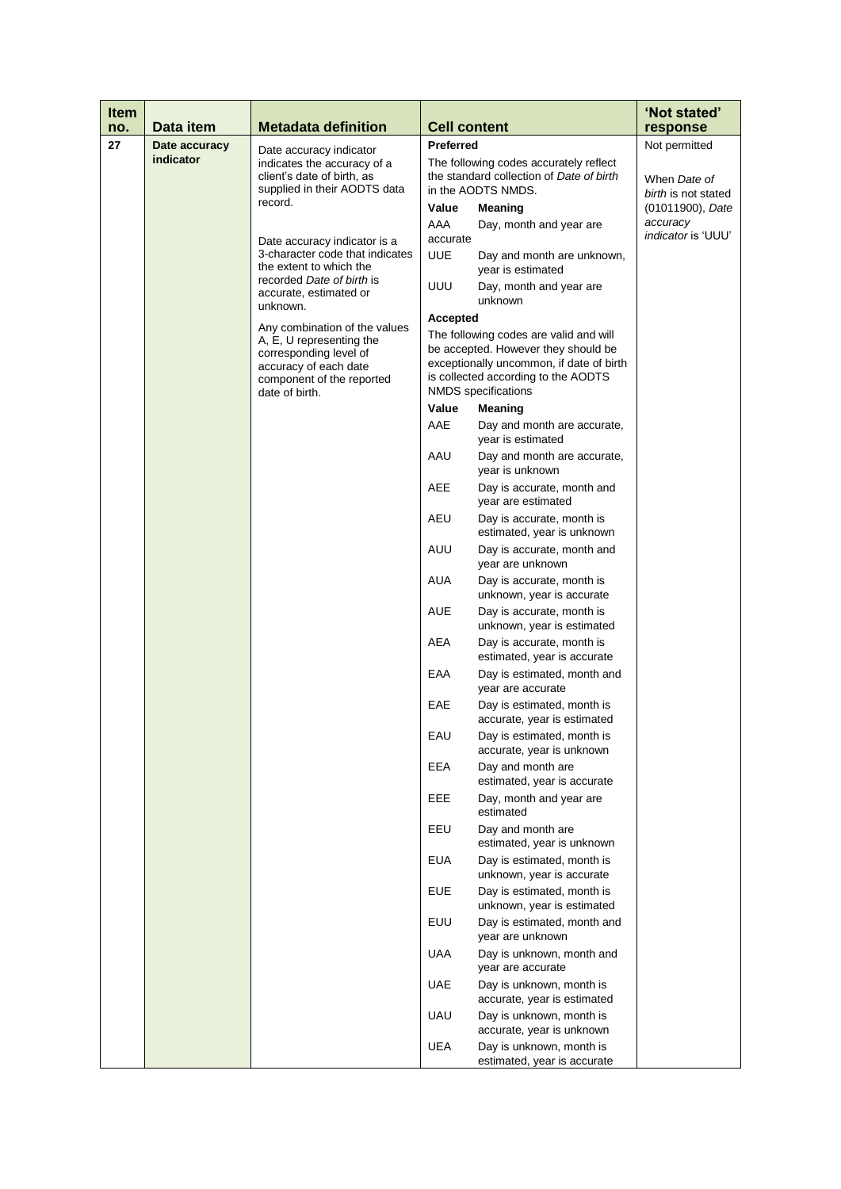| Item no. | Data item | Metadata definition | Cell content | 'Not stated' response |
|---|---|---|---|---|
| 27 | **Date accuracy indicator** | Date accuracy indicator indicates the accuracy of a client's date of birth, as supplied in their AODTS data record.<br><br>Date accuracy indicator is a 3-character code that indicates the extent to which the recorded *Date of birth* is accurate, estimated or unknown.<br><br>Any combination of the values A, E, U representing the corresponding level of accuracy of each date component of the reported date of birth. | **Preferred**<br>The following codes accurately reflect the standard collection of *Date of birth* in the AODTS NMDS.<br>**Value** — **Meaning**<br>AAA — Day, month and year are accurate<br>UUE — Day and month are unknown, year is estimated<br>UUU — Day, month and year are unknown<br>**Accepted**<br>The following codes are valid and will be accepted. However they should be exceptionally uncommon, if date of birth is collected according to the AODTS NMDS specifications<br>**Value** — **Meaning**<br>AAE — Day and month are accurate, year is estimated<br>AAU — Day and month are accurate, year is unknown<br>AEE — Day is accurate, month and year are estimated<br>AEU — Day is accurate, month is estimated, year is unknown<br>AUU — Day is accurate, month and year are unknown<br>AUA — Day is accurate, month is unknown, year is accurate<br>AUE — Day is accurate, month is unknown, year is estimated<br>AEA — Day is accurate, month is estimated, year is accurate<br>EAA — Day is estimated, month and year are accurate<br>EAE — Day is estimated, month is accurate, year is estimated<br>EAU — Day is estimated, month is accurate, year is unknown<br>EEA — Day and month are estimated, year is accurate<br>EEE — Day, month and year are estimated<br>EEU — Day and month are estimated, year is unknown<br>EUA — Day is estimated, month is unknown, year is accurate<br>EUE — Day is estimated, month is unknown, year is estimated<br>EUU — Day is estimated, month and year are unknown<br>UAA — Day is unknown, month and year are accurate<br>UAE — Day is unknown, month is accurate, year is estimated<br>UAU — Day is unknown, month is accurate, year is unknown<br>UEA — Day is unknown, month is estimated, year is accurate | Not permitted<br><br>When *Date of birth* is not stated (01011900), *Date accuracy indicator* is 'UUU' |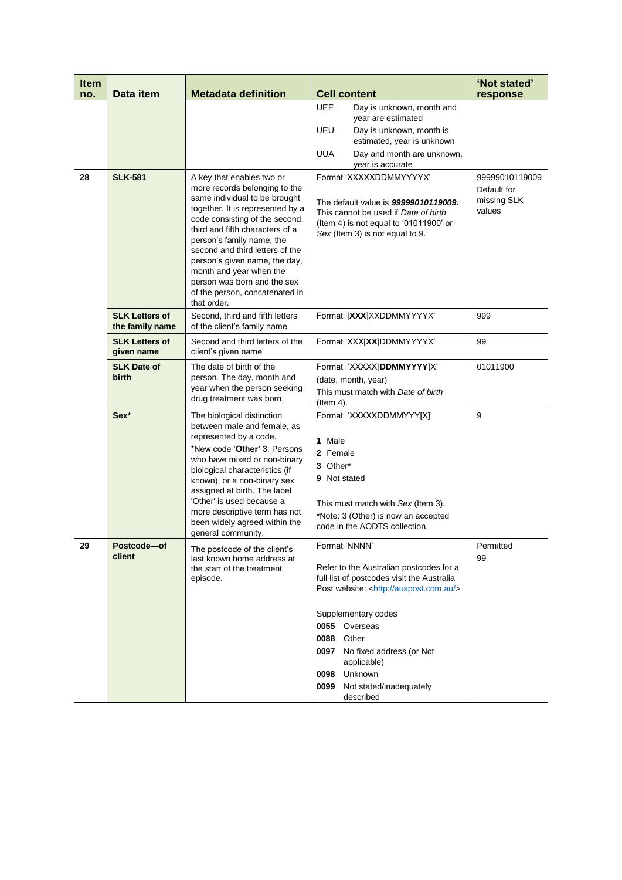| Item no. | Data item | Metadata definition | Cell content | 'Not stated' response |
|---|---|---|---|---|
| | | | UEE Day is unknown, month and year are estimated<br>UEU Day is unknown, month is estimated, year is unknown<br>UUA Day and month are unknown, year is accurate | |
| 28 | **SLK-581** | A key that enables two or more records belonging to the same individual to be brought together. It is represented by a code consisting of the second, third and fifth characters of a person's family name, the second and third letters of the person's given name, the day, month and year when the person was born and the sex of the person, concatenated in that order. | Format 'XXXXXDDMMYYYYX'<br><br>The default value is ***99999010119009.*** This cannot be used if *Date of birth* (Item 4) is not equal to '01011900' or *Sex* (Item 3) is not equal to 9. | 99999010119009 Default for missing SLK values |
| | **SLK Letters of the family name** | Second, third and fifth letters of the client's family name | Format '[**XXX**]XXDDMMYYYYX' | 999 |
| | **SLK Letters of given name** | Second and third letters of the client's given name | Format 'XXX[**XX**]DDMMYYYYX' | 99 |
| | **SLK Date of birth** | The date of birth of the person. The day, month and year when the person seeking drug treatment was born. | Format 'XXXXX[**DDMMYYYY**]X'<br>(date, month, year)<br>This must match with *Date of birth* (Item 4). | 01011900 |
| | **Sex*** | The biological distinction between male and female, as represented by a code.<br>*New code '**Other' 3**: Persons who have mixed or non-binary biological characteristics (if known), or a non-binary sex assigned at birth. The label 'Other' is used because a more descriptive term has not been widely agreed within the general community. | Format 'XXXXXDDMMYYY[X]'<br><br>**1** Male<br>**2** Female<br>**3** Other*<br>**9** Not stated<br><br>This must match with *Sex* (Item 3).<br>*Note: 3 (Other) is now an accepted code in the AODTS collection. | 9 |
| 29 | **Postcode—of client** | The postcode of the client's last known home address at the start of the treatment episode. | Format 'NNNN'<br><br>Refer to the Australian postcodes for a full list of postcodes visit the Australia Post website: <http://auspost.com.au/><br><br>Supplementary codes<br>**0055** Overseas<br>**0088** Other<br>**0097** No fixed address (or Not applicable)<br>**0098** Unknown<br>**0099** Not stated/inadequately described | Permitted 99 |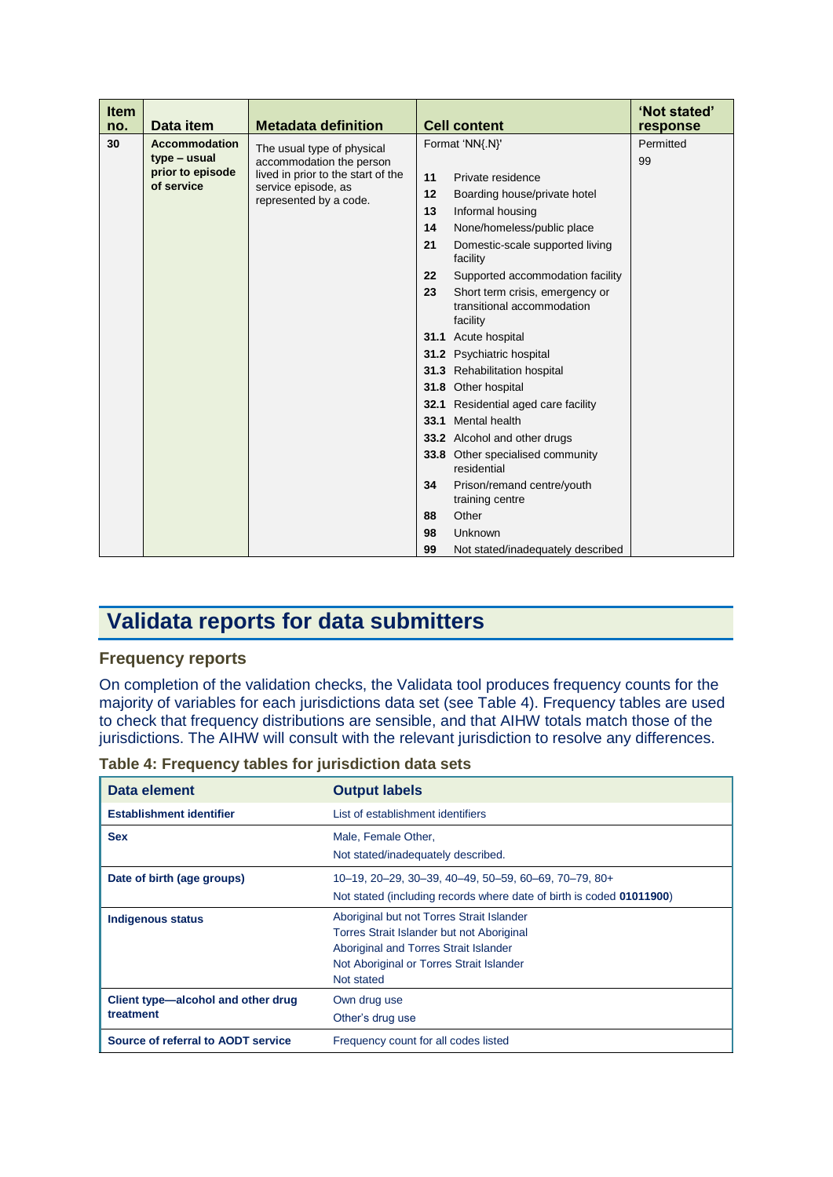| Item no. | Data item | Metadata definition | Cell content | 'Not stated' response |
|---|---|---|---|---|
| 30 | **Accommodation type – usual prior to episode of service** | The usual type of physical accommodation the person lived in prior to the start of the service episode, as represented by a code. | Format 'NN{.N}'<br><br>**11** Private residence<br>**12** Boarding house/private hotel<br>**13** Informal housing<br>**14** None/homeless/public place<br>**21** Domestic-scale supported living facility<br>**22** Supported accommodation facility<br>**23** Short term crisis, emergency or transitional accommodation facility<br>**31.1** Acute hospital<br>**31.2** Psychiatric hospital<br>**31.3** Rehabilitation hospital<br>**31.8** Other hospital<br>**32.1** Residential aged care facility<br>**33.1** Mental health<br>**33.2** Alcohol and other drugs<br>**33.8** Other specialised community residential<br>**34** Prison/remand centre/youth training centre<br>**88** Other<br>**98** Unknown<br>**99** Not stated/inadequately described | Permitted<br>99 |

# Validata reports for data submitters

## Frequency reports

On completion of the validation checks, the Validata tool produces frequency counts for the majority of variables for each jurisdictions data set (see Table 4). Frequency tables are used to check that frequency distributions are sensible, and that AIHW totals match those of the jurisdictions. The AIHW will consult with the relevant jurisdiction to resolve any differences.

**Table 4: Frequency tables for jurisdiction data sets**

| Data element | Output labels |
|---|---|
| **Establishment identifier** | List of establishment identifiers |
| **Sex** | Male, Female Other,<br>Not stated/inadequately described. |
| **Date of birth (age groups)** | 10–19, 20–29, 30–39, 40–49, 50–59, 60–69, 70–79, 80+<br>Not stated (including records where date of birth is coded **01011900**) |
| **Indigenous status** | Aboriginal but not Torres Strait Islander<br>Torres Strait Islander but not Aboriginal<br>Aboriginal and Torres Strait Islander<br>Not Aboriginal or Torres Strait Islander<br>Not stated |
| **Client type—alcohol and other drug treatment** | Own drug use<br>Other's drug use |
| **Source of referral to AODT service** | Frequency count for all codes listed |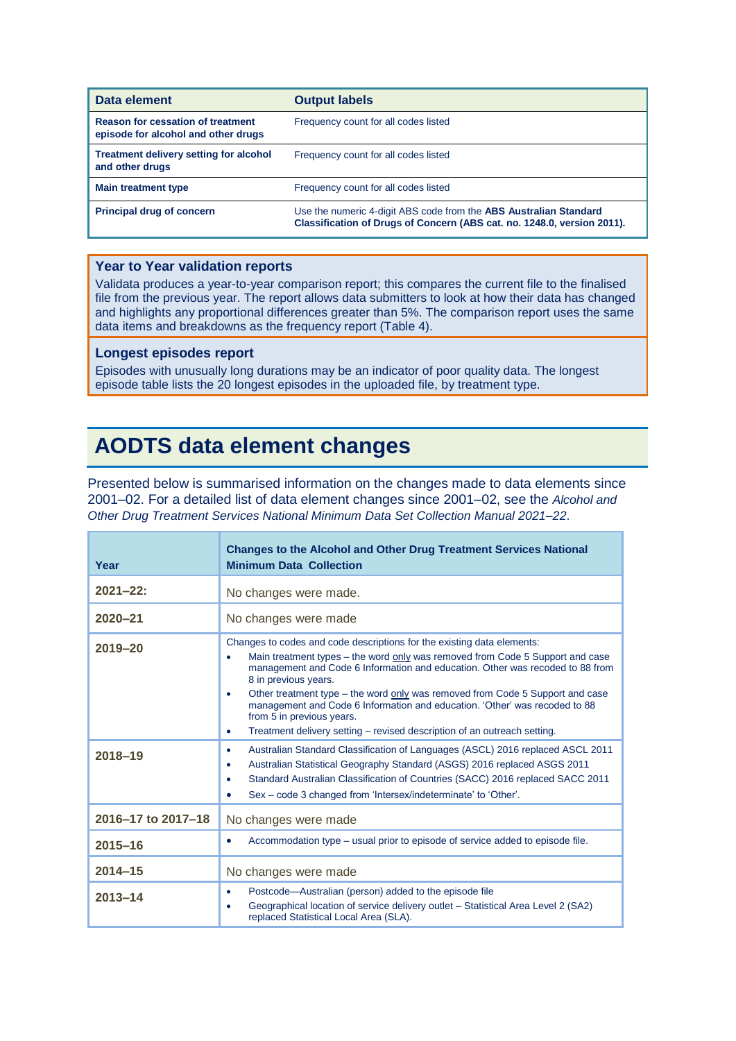| Data element | Output labels |
| --- | --- |
| **Reason for cessation of treatment episode for alcohol and other drugs** | Frequency count for all codes listed |
| **Treatment delivery setting for alcohol and other drugs** | Frequency count for all codes listed |
| **Main treatment type** | Frequency count for all codes listed |
| **Principal drug of concern** | Use the numeric 4-digit ABS code from the **ABS Australian Standard Classification of Drugs of Concern (ABS cat. no. 1248.0, version 2011).** |

### Year to Year validation reports

Validata produces a year-to-year comparison report; this compares the current file to the finalised file from the previous year. The report allows data submitters to look at how their data has changed and highlights any proportional differences greater than 5%. The comparison report uses the same data items and breakdowns as the frequency report (Table 4).

### Longest episodes report

Episodes with unusually long durations may be an indicator of poor quality data. The longest episode table lists the 20 longest episodes in the uploaded file, by treatment type.

# AODTS data element changes

Presented below is summarised information on the changes made to data elements since 2001–02. For a detailed list of data element changes since 2001–02, see the *Alcohol and Other Drug Treatment Services National Minimum Data Set Collection Manual 2021–22*.

| Year | Changes to the Alcohol and Other Drug Treatment Services National Minimum Data Collection |
| --- | --- |
| **2021–22:** | No changes were made. |
| **2020–21** | No changes were made |
| **2019–20** | Changes to codes and code descriptions for the existing data elements:<br>• Main treatment types – the word only was removed from Code 5 Support and case management and Code 6 Information and education. Other was recoded to 88 from 8 in previous years.<br>• Other treatment type – the word only was removed from Code 5 Support and case management and Code 6 Information and education. 'Other' was recoded to 88 from 5 in previous years.<br>• Treatment delivery setting – revised description of an outreach setting. |
| **2018–19** | • Australian Standard Classification of Languages (ASCL) 2016 replaced ASCL 2011<br>• Australian Statistical Geography Standard (ASGS) 2016 replaced ASGS 2011<br>• Standard Australian Classification of Countries (SACC) 2016 replaced SACC 2011<br>• Sex – code 3 changed from 'Intersex/indeterminate' to 'Other'. |
| **2016–17 to 2017–18** | No changes were made |
| **2015–16** | • Accommodation type – usual prior to episode of service added to episode file. |
| **2014–15** | No changes were made |
| **2013–14** | • Postcode—Australian (person) added to the episode file<br>• Geographical location of service delivery outlet – Statistical Area Level 2 (SA2) replaced Statistical Local Area (SLA). |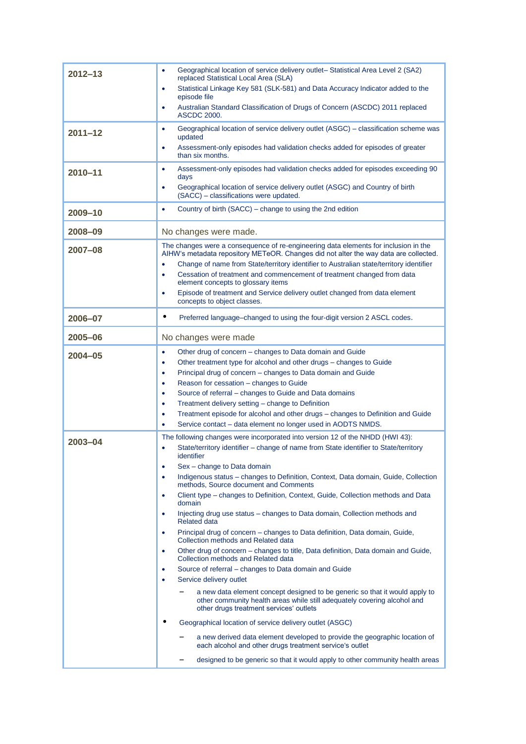| | |
|---|---|
| **2012–13** | • Geographical location of service delivery outlet– Statistical Area Level 2 (SA2) replaced Statistical Local Area (SLA)<br>• Statistical Linkage Key 581 (SLK-581) and Data Accuracy Indicator added to the episode file<br>• Australian Standard Classification of Drugs of Concern (ASCDC) 2011 replaced ASCDC 2000. |
| **2011–12** | • Geographical location of service delivery outlet (ASGC) – classification scheme was updated<br>• Assessment-only episodes had validation checks added for episodes of greater than six months. |
| **2010–11** | • Assessment-only episodes had validation checks added for episodes exceeding 90 days<br>• Geographical location of service delivery outlet (ASGC) and Country of birth (SACC) – classifications were updated. |
| **2009–10** | • Country of birth (SACC) – change to using the 2nd edition |
| **2008–09** | No changes were made. |
| **2007–08** | The changes were a consequence of re-engineering data elements for inclusion in the AIHW's metadata repository METeOR. Changes did not alter the way data are collected.<br>• Change of name from State/territory identifier to Australian state/territory identifier<br>• Cessation of treatment and commencement of treatment changed from data element concepts to glossary items<br>• Episode of treatment and Service delivery outlet changed from data element concepts to object classes. |
| **2006–07** | • Preferred language–changed to using the four-digit version 2 ASCL codes. |
| **2005–06** | No changes were made |
| **2004–05** | • Other drug of concern – changes to Data domain and Guide<br>• Other treatment type for alcohol and other drugs – changes to Guide<br>• Principal drug of concern – changes to Data domain and Guide<br>• Reason for cessation – changes to Guide<br>• Source of referral – changes to Guide and Data domains<br>• Treatment delivery setting – change to Definition<br>• Treatment episode for alcohol and other drugs – changes to Definition and Guide<br>• Service contact – data element no longer used in AODTS NMDS. |
| **2003–04** | The following changes were incorporated into version 12 of the NHDD (HWI 43):<br>• State/territory identifier – change of name from State identifier to State/territory identifier<br>• Sex – change to Data domain<br>• Indigenous status – changes to Definition, Context, Data domain, Guide, Collection methods, Source document and Comments<br>• Client type – changes to Definition, Context, Guide, Collection methods and Data domain<br>• Injecting drug use status – changes to Data domain, Collection methods and Related data<br>• Principal drug of concern – changes to Data definition, Data domain, Guide, Collection methods and Related data<br>• Other drug of concern – changes to title, Data definition, Data domain and Guide, Collection methods and Related data<br>• Source of referral – changes to Data domain and Guide<br>• Service delivery outlet<br>&nbsp;&nbsp;– a new data element concept designed to be generic so that it would apply to other community health areas while still adequately covering alcohol and other drugs treatment services' outlets<br>• Geographical location of service delivery outlet (ASGC)<br>&nbsp;&nbsp;– a new derived data element developed to provide the geographic location of each alcohol and other drugs treatment service's outlet<br>&nbsp;&nbsp;– designed to be generic so that it would apply to other community health areas |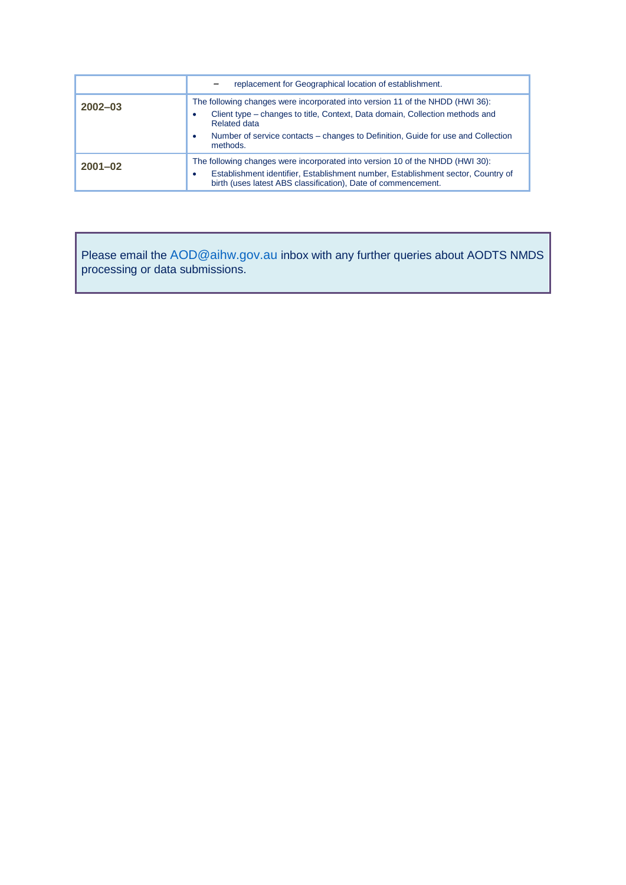| | |
|---|---|
| | – replacement for Geographical location of establishment. |
| **2002–03** | The following changes were incorporated into version 11 of the NHDD (HWI 36):<br>• Client type – changes to title, Context, Data domain, Collection methods and Related data<br>• Number of service contacts – changes to Definition, Guide for use and Collection methods. |
| **2001–02** | The following changes were incorporated into version 10 of the NHDD (HWI 30):<br>• Establishment identifier, Establishment number, Establishment sector, Country of birth (uses latest ABS classification), Date of commencement. |

Please email the AOD@aihw.gov.au inbox with any further queries about AODTS NMDS processing or data submissions.